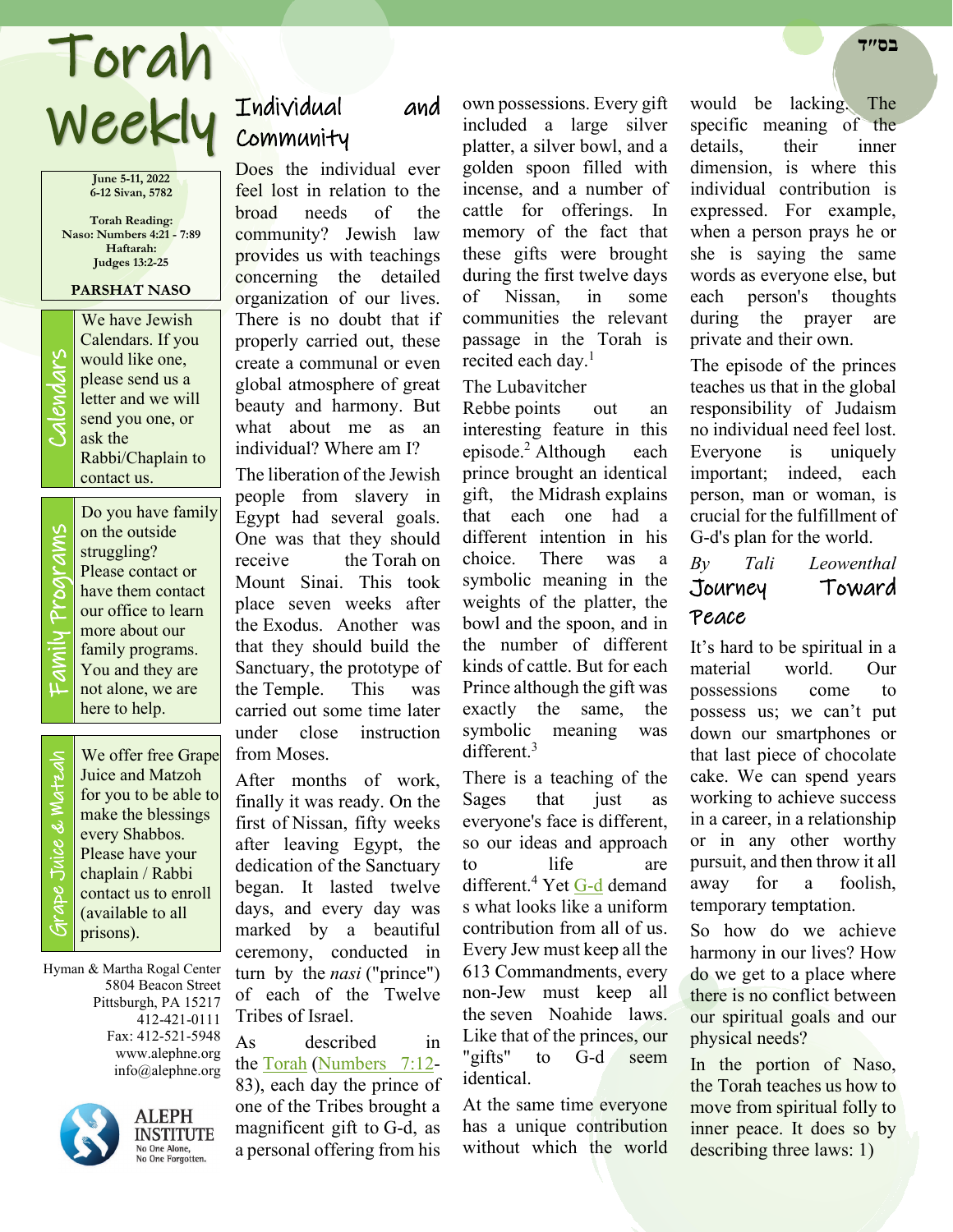בס"ד

# Torah Weekly

**June 5-11, 2022**
**6-12 Sivan, 5782**

**Torah Reading:**
**Naso: Numbers 4:21 - 7:89**
**Haftarah:**
**Judges 13:2-25**

**PARSHAT NASO**

**Calendars**

We have Jewish Calendars. If you would like one, please send us a letter and we will send you one, or ask the Rabbi/Chaplain to contact us.

**Family Programs**

Do you have family on the outside struggling? Please contact or have them contact our office to learn more about our family programs. You and they are not alone, we are here to help.

**Grape Juice & Matzah**

We offer free Grape Juice and Matzoh for you to be able to make the blessings every Shabbos. Please have your chaplain / Rabbi contact us to enroll (available to all prisons).

Hyman & Martha Rogal Center
5804 Beacon Street
Pittsburgh, PA 15217
412-421-0111
Fax: 412-521-5948
www.alephne.org
info@alephne.org

ALEPH INSTITUTE
No One Alone, No One Forgotten.

## Individual and Community

Does the individual ever feel lost in relation to the broad needs of the community? Jewish law provides us with teachings concerning the detailed organization of our lives. There is no doubt that if properly carried out, these create a communal or even global atmosphere of great beauty and harmony. But what about me as an individual? Where am I?

The liberation of the Jewish people from slavery in Egypt had several goals. One was that they should receive the Torah on Mount Sinai. This took place seven weeks after the Exodus. Another was that they should build the Sanctuary, the prototype of the Temple. This was carried out some time later under close instruction from Moses.

After months of work, finally it was ready. On the first of Nissan, fifty weeks after leaving Egypt, the dedication of the Sanctuary began. It lasted twelve days, and every day was marked by a beautiful ceremony, conducted in turn by the *nasi* ("prince") of each of the Twelve Tribes of Israel.

As described in the Torah (Numbers 7:12-83), each day the prince of one of the Tribes brought a magnificent gift to G-d, as a personal offering from his own possessions. Every gift included a large silver platter, a silver bowl, and a golden spoon filled with incense, and a number of cattle for offerings. In memory of the fact that these gifts were brought during the first twelve days of Nissan, in some communities the relevant passage in the Torah is recited each day.[1]

The Lubavitcher Rebbe points out an interesting feature in this episode.[2] Although each prince brought an identical gift, the Midrash explains that each one had a different intention in his choice. There was a symbolic meaning in the weights of the platter, the bowl and the spoon, and in the number of different kinds of cattle. But for each Prince although the gift was exactly the same, the symbolic meaning was different.[3]

There is a teaching of the Sages that just as everyone's face is different, so our ideas and approach to life are different.[4] Yet G-d demands what looks like a uniform contribution from all of us. Every Jew must keep all the 613 Commandments, every non-Jew must keep all the seven Noahide laws. Like that of the princes, our "gifts" to G-d seem identical.

At the same time everyone has a unique contribution without which the world would be lacking. The specific meaning of the details, their inner dimension, is where this individual contribution is expressed. For example, when a person prays he or she is saying the same words as everyone else, but each person's thoughts during the prayer are private and their own.

The episode of the princes teaches us that in the global responsibility of Judaism no individual need feel lost. Everyone is uniquely important; indeed, each person, man or woman, is crucial for the fulfillment of G-d's plan for the world.

*By Tali Leowenthal*

## Journey Toward Peace

It's hard to be spiritual in a material world. Our possessions come to possess us; we can't put down our smartphones or that last piece of chocolate cake. We can spend years working to achieve success in a career, in a relationship or in any other worthy pursuit, and then throw it all away for a foolish, temporary temptation.

So how do we achieve harmony in our lives? How do we get to a place where there is no conflict between our spiritual goals and our physical needs?

In the portion of Naso, the Torah teaches us how to move from spiritual folly to inner peace. It does so by describing three laws: 1)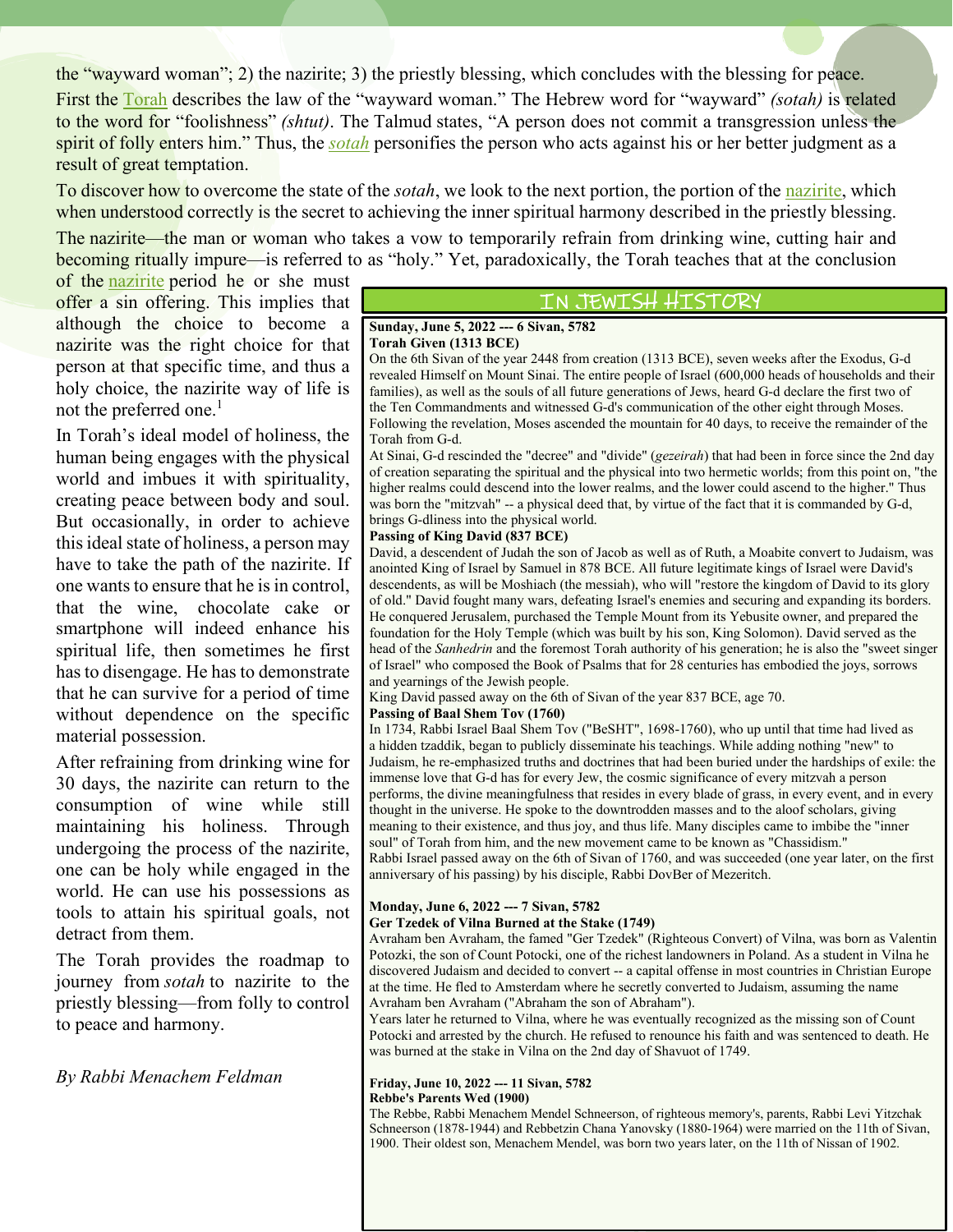the "wayward woman"; 2) the nazirite; 3) the priestly blessing, which concludes with the blessing for peace.

First the Torah describes the law of the "wayward woman." The Hebrew word for "wayward" *(sotah)* is related to the word for "foolishness" *(shtut)*. The Talmud states, "A person does not commit a transgression unless the spirit of folly enters him." Thus, the *sotah* personifies the person who acts against his or her better judgment as a result of great temptation.

To discover how to overcome the state of the *sotah*, we look to the next portion, the portion of the nazirite, which when understood correctly is the secret to achieving the inner spiritual harmony described in the priestly blessing.

The nazirite—the man or woman who takes a vow to temporarily refrain from drinking wine, cutting hair and becoming ritually impure—is referred to as "holy." Yet, paradoxically, the Torah teaches that at the conclusion of the nazirite period he or she must offer a sin offering. This implies that although the choice to become a nazirite was the right choice for that person at that specific time, and thus a holy choice, the nazirite way of life is not the preferred one.[1]

In Torah's ideal model of holiness, the human being engages with the physical world and imbues it with spirituality, creating peace between body and soul. But occasionally, in order to achieve this ideal state of holiness, a person may have to take the path of the nazirite. If one wants to ensure that he is in control, that the wine, chocolate cake or smartphone will indeed enhance his spiritual life, then sometimes he first has to disengage. He has to demonstrate that he can survive for a period of time without dependence on the specific material possession.

After refraining from drinking wine for 30 days, the nazirite can return to the consumption of wine while still maintaining his holiness. Through undergoing the process of the nazirite, one can be holy while engaged in the world. He can use his possessions as tools to attain his spiritual goals, not detract from them.

The Torah provides the roadmap to journey from *sotah* to nazirite to the priestly blessing—from folly to control to peace and harmony.

*By Rabbi Menachem Feldman*

## IN JEWISH HISTORY

**Sunday, June 5, 2022 --- 6 Sivan, 5782**

**Torah Given (1313 BCE)**

On the 6th Sivan of the year 2448 from creation (1313 BCE), seven weeks after the Exodus, G-d revealed Himself on Mount Sinai. The entire people of Israel (600,000 heads of households and their families), as well as the souls of all future generations of Jews, heard G-d declare the first two of the Ten Commandments and witnessed G-d's communication of the other eight through Moses. Following the revelation, Moses ascended the mountain for 40 days, to receive the remainder of the Torah from G-d.

At Sinai, G-d rescinded the "decree" and "divide" (*gezeirah*) that had been in force since the 2nd day of creation separating the spiritual and the physical into two hermetic worlds; from this point on, "the higher realms could descend into the lower realms, and the lower could ascend to the higher." Thus was born the "mitzvah" -- a physical deed that, by virtue of the fact that it is commanded by G-d, brings G-dliness into the physical world.

**Passing of King David (837 BCE)**

David, a descendent of Judah the son of Jacob as well as of Ruth, a Moabite convert to Judaism, was anointed King of Israel by Samuel in 878 BCE. All future legitimate kings of Israel were David's descendents, as will be Moshiach (the messiah), who will "restore the kingdom of David to its glory of old." David fought many wars, defeating Israel's enemies and securing and expanding its borders. He conquered Jerusalem, purchased the Temple Mount from its Yebusite owner, and prepared the foundation for the Holy Temple (which was built by his son, King Solomon). David served as the head of the *Sanhedrin* and the foremost Torah authority of his generation; he is also the "sweet singer of Israel" who composed the Book of Psalms that for 28 centuries has embodied the joys, sorrows and yearnings of the Jewish people.

King David passed away on the 6th of Sivan of the year 837 BCE, age 70.

**Passing of Baal Shem Tov (1760)**

In 1734, Rabbi Israel Baal Shem Tov ("BeSHT", 1698-1760), who up until that time had lived as a hidden tzaddik, began to publicly disseminate his teachings. While adding nothing "new" to Judaism, he re-emphasized truths and doctrines that had been buried under the hardships of exile: the immense love that G-d has for every Jew, the cosmic significance of every mitzvah a person performs, the divine meaningfulness that resides in every blade of grass, in every event, and in every thought in the universe. He spoke to the downtrodden masses and to the aloof scholars, giving meaning to their existence, and thus joy, and thus life. Many disciples came to imbibe the "inner soul" of Torah from him, and the new movement came to be known as "Chassidism."

Rabbi Israel passed away on the 6th of Sivan of 1760, and was succeeded (one year later, on the first anniversary of his passing) by his disciple, Rabbi DovBer of Mezeritch.

**Monday, June 6, 2022 --- 7 Sivan, 5782**

**Ger Tzedek of Vilna Burned at the Stake (1749)**

Avraham ben Avraham, the famed "Ger Tzedek" (Righteous Convert) of Vilna, was born as Valentin Potozki, the son of Count Potocki, one of the richest landowners in Poland. As a student in Vilna he discovered Judaism and decided to convert -- a capital offense in most countries in Christian Europe at the time. He fled to Amsterdam where he secretly converted to Judaism, assuming the name Avraham ben Avraham ("Abraham the son of Abraham").

Years later he returned to Vilna, where he was eventually recognized as the missing son of Count Potocki and arrested by the church. He refused to renounce his faith and was sentenced to death. He was burned at the stake in Vilna on the 2nd day of Shavuot of 1749.

**Friday, June 10, 2022 --- 11 Sivan, 5782**

**Rebbe's Parents Wed (1900)**

The Rebbe, Rabbi Menachem Mendel Schneerson, of righteous memory's, parents, Rabbi Levi Yitzchak Schneerson (1878-1944) and Rebbetzin Chana Yanovsky (1880-1964) were married on the 11th of Sivan, 1900. Their oldest son, Menachem Mendel, was born two years later, on the 11th of Nissan of 1902.